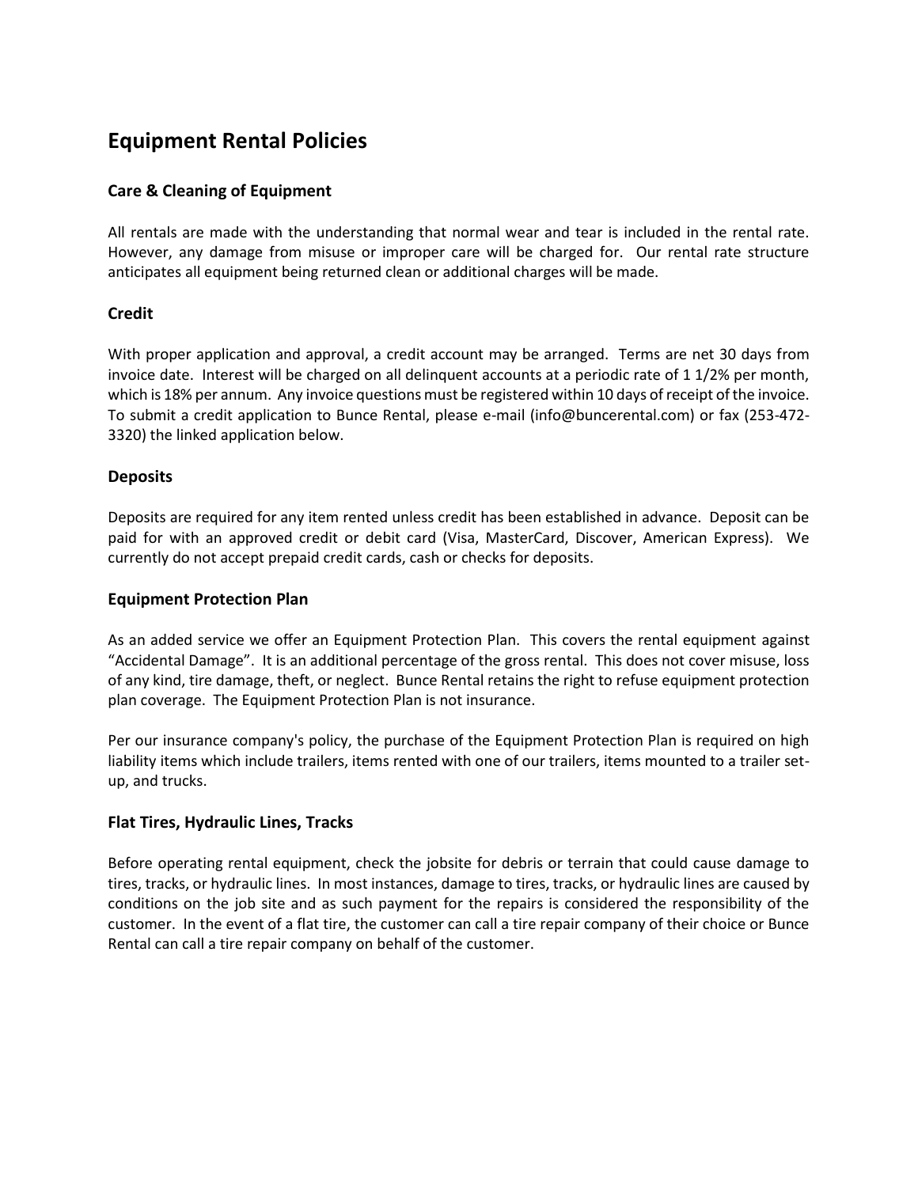# Equipment Rental Policies

## Care & Cleaning of Equipment

All rentals are made with the understanding that normal wear and tear is included in the rental rate. However, any damage from misuse or improper care will be charged for. Our rental rate structure anticipates all equipment being returned clean or additional charges will be made.

## Credit

With proper application and approval, a credit account may be arranged. Terms are net 30 days from invoice date. Interest will be charged on all delinquent accounts at a periodic rate of 1 1/2% per month, which is 18% per annum. Any invoice questions must be registered within 10 days of receipt of the invoice. To submit a credit application to Bunce Rental, please e-mail (info@buncerental.com) or fax (253-472-3320) the linked application below.

## Deposits

Deposits are required for any item rented unless credit has been established in advance. Deposit can be paid for with an approved credit or debit card (Visa, MasterCard, Discover, American Express). We currently do not accept prepaid credit cards, cash or checks for deposits.

## Equipment Protection Plan

As an added service we offer an Equipment Protection Plan. This covers the rental equipment against "Accidental Damage". It is an additional percentage of the gross rental. This does not cover misuse, loss of any kind, tire damage, theft, or neglect. Bunce Rental retains the right to refuse equipment protection plan coverage. The Equipment Protection Plan is not insurance.

Per our insurance company's policy, the purchase of the Equipment Protection Plan is required on high liability items which include trailers, items rented with one of our trailers, items mounted to a trailer set-up, and trucks.

## Flat Tires, Hydraulic Lines, Tracks

Before operating rental equipment, check the jobsite for debris or terrain that could cause damage to tires, tracks, or hydraulic lines. In most instances, damage to tires, tracks, or hydraulic lines are caused by conditions on the job site and as such payment for the repairs is considered the responsibility of the customer. In the event of a flat tire, the customer can call a tire repair company of their choice or Bunce Rental can call a tire repair company on behalf of the customer.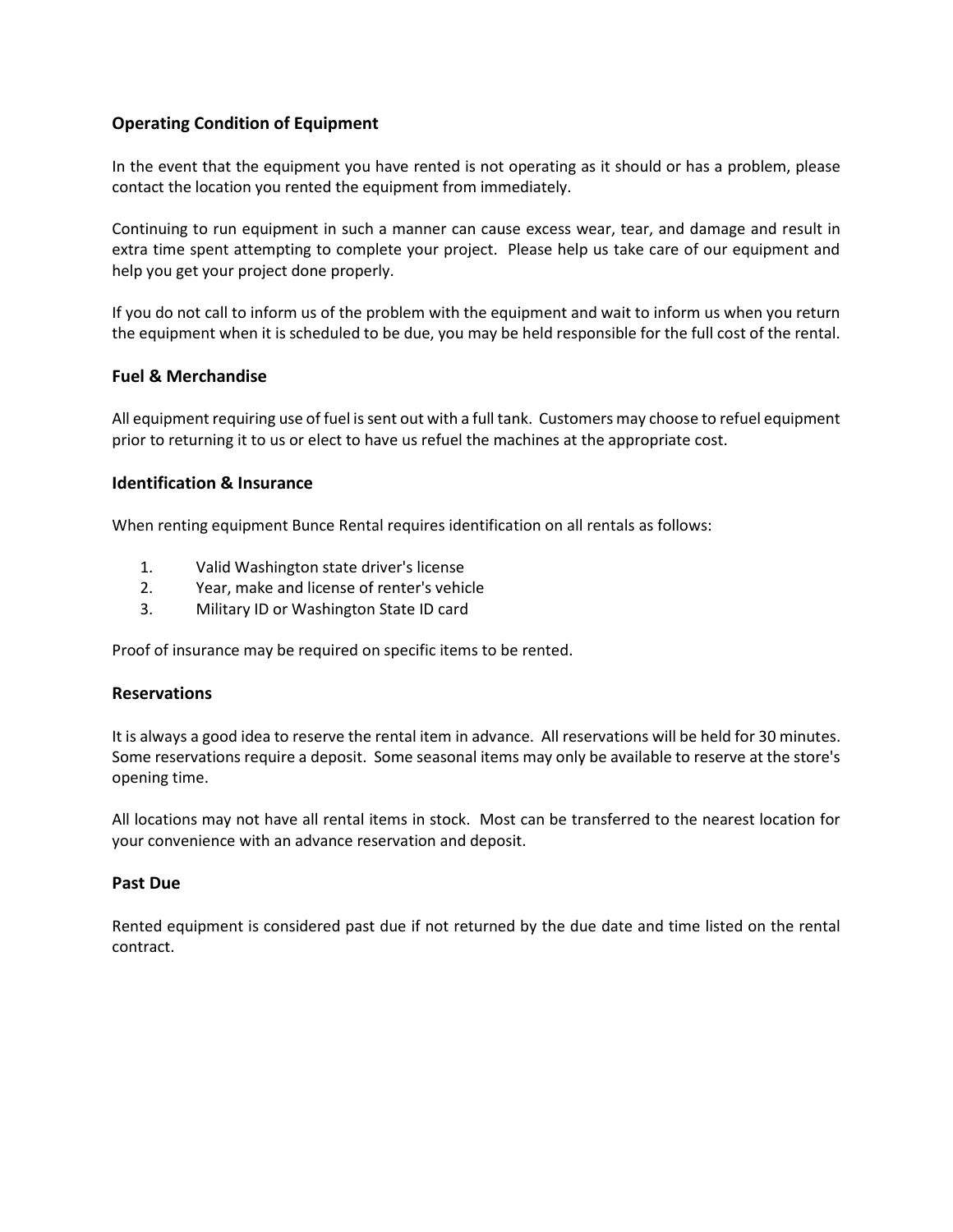## Operating Condition of Equipment

In the event that the equipment you have rented is not operating as it should or has a problem, please contact the location you rented the equipment from immediately.

Continuing to run equipment in such a manner can cause excess wear, tear, and damage and result in extra time spent attempting to complete your project. Please help us take care of our equipment and help you get your project done properly.

If you do not call to inform us of the problem with the equipment and wait to inform us when you return the equipment when it is scheduled to be due, you may be held responsible for the full cost of the rental.

## Fuel & Merchandise

All equipment requiring use of fuel is sent out with a full tank. Customers may choose to refuel equipment prior to returning it to us or elect to have us refuel the machines at the appropriate cost.

## Identification & Insurance

When renting equipment Bunce Rental requires identification on all rentals as follows:

1. Valid Washington state driver's license
2. Year, make and license of renter's vehicle
3. Military ID or Washington State ID card

Proof of insurance may be required on specific items to be rented.

## Reservations

It is always a good idea to reserve the rental item in advance. All reservations will be held for 30 minutes. Some reservations require a deposit. Some seasonal items may only be available to reserve at the store's opening time.

All locations may not have all rental items in stock. Most can be transferred to the nearest location for your convenience with an advance reservation and deposit.

## Past Due

Rented equipment is considered past due if not returned by the due date and time listed on the rental contract.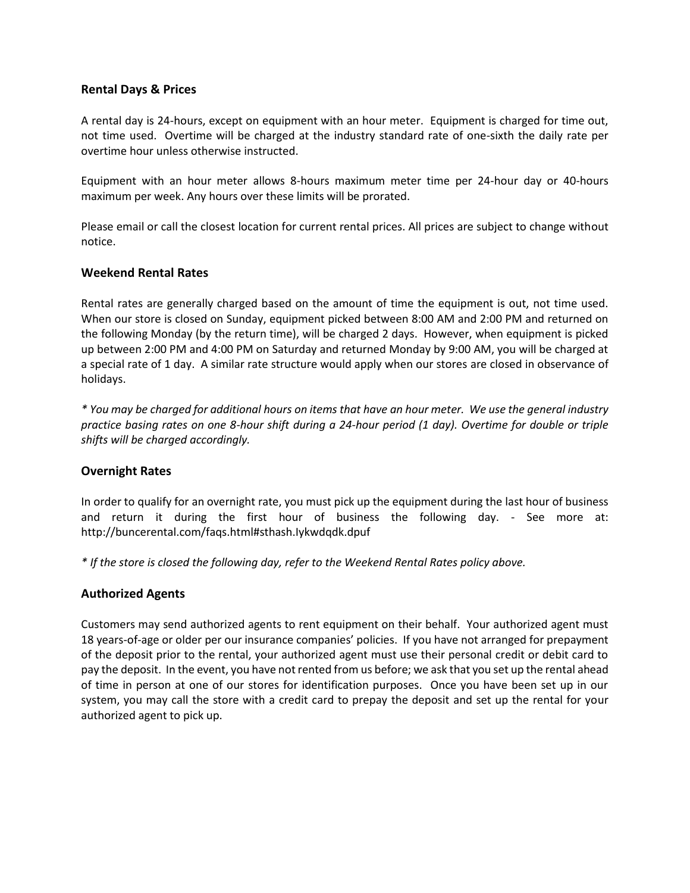### Rental Days & Prices

A rental day is 24-hours, except on equipment with an hour meter. Equipment is charged for time out, not time used. Overtime will be charged at the industry standard rate of one-sixth the daily rate per overtime hour unless otherwise instructed.

Equipment with an hour meter allows 8-hours maximum meter time per 24-hour day or 40-hours maximum per week. Any hours over these limits will be prorated.

Please email or call the closest location for current rental prices. All prices are subject to change without notice.

### Weekend Rental Rates

Rental rates are generally charged based on the amount of time the equipment is out, not time used. When our store is closed on Sunday, equipment picked between 8:00 AM and 2:00 PM and returned on the following Monday (by the return time), will be charged 2 days. However, when equipment is picked up between 2:00 PM and 4:00 PM on Saturday and returned Monday by 9:00 AM, you will be charged at a special rate of 1 day. A similar rate structure would apply when our stores are closed in observance of holidays.

*\* You may be charged for additional hours on items that have an hour meter. We use the general industry practice basing rates on one 8-hour shift during a 24-hour period (1 day). Overtime for double or triple shifts will be charged accordingly.*

### Overnight Rates

In order to qualify for an overnight rate, you must pick up the equipment during the last hour of business and return it during the first hour of business the following day. - See more at: http://buncerental.com/faqs.html#sthash.Iykwdqdk.dpuf

*\* If the store is closed the following day, refer to the Weekend Rental Rates policy above.*

### Authorized Agents

Customers may send authorized agents to rent equipment on their behalf. Your authorized agent must 18 years-of-age or older per our insurance companies' policies. If you have not arranged for prepayment of the deposit prior to the rental, your authorized agent must use their personal credit or debit card to pay the deposit. In the event, you have not rented from us before; we ask that you set up the rental ahead of time in person at one of our stores for identification purposes. Once you have been set up in our system, you may call the store with a credit card to prepay the deposit and set up the rental for your authorized agent to pick up.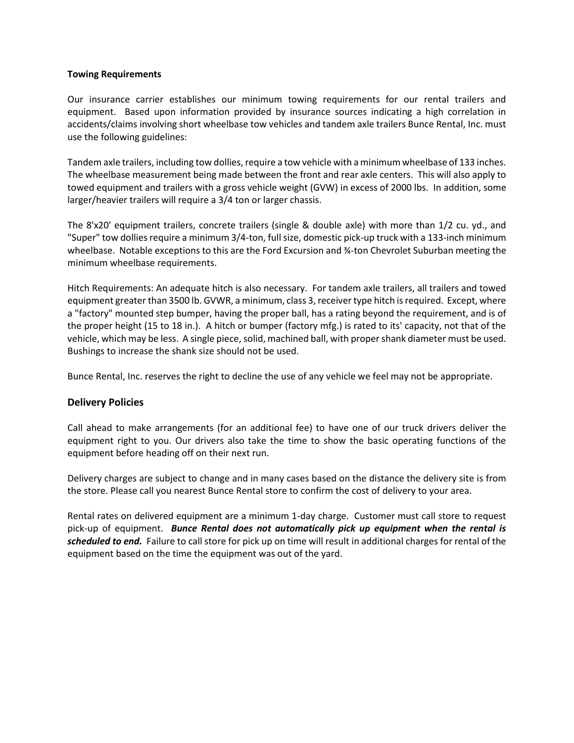**Towing Requirements**

Our insurance carrier establishes our minimum towing requirements for our rental trailers and equipment. Based upon information provided by insurance sources indicating a high correlation in accidents/claims involving short wheelbase tow vehicles and tandem axle trailers Bunce Rental, Inc. must use the following guidelines:

Tandem axle trailers, including tow dollies, require a tow vehicle with a minimum wheelbase of 133 inches. The wheelbase measurement being made between the front and rear axle centers. This will also apply to towed equipment and trailers with a gross vehicle weight (GVW) in excess of 2000 lbs. In addition, some larger/heavier trailers will require a 3/4 ton or larger chassis.

The 8'x20' equipment trailers, concrete trailers (single & double axle) with more than 1/2 cu. yd., and "Super" tow dollies require a minimum 3/4-ton, full size, domestic pick-up truck with a 133-inch minimum wheelbase. Notable exceptions to this are the Ford Excursion and ¾-ton Chevrolet Suburban meeting the minimum wheelbase requirements.

Hitch Requirements: An adequate hitch is also necessary. For tandem axle trailers, all trailers and towed equipment greater than 3500 lb. GVWR, a minimum, class 3, receiver type hitch is required. Except, where a "factory" mounted step bumper, having the proper ball, has a rating beyond the requirement, and is of the proper height (15 to 18 in.). A hitch or bumper (factory mfg.) is rated to its' capacity, not that of the vehicle, which may be less. A single piece, solid, machined ball, with proper shank diameter must be used. Bushings to increase the shank size should not be used.

Bunce Rental, Inc. reserves the right to decline the use of any vehicle we feel may not be appropriate.

## Delivery Policies

Call ahead to make arrangements (for an additional fee) to have one of our truck drivers deliver the equipment right to you. Our drivers also take the time to show the basic operating functions of the equipment before heading off on their next run.

Delivery charges are subject to change and in many cases based on the distance the delivery site is from the store. Please call you nearest Bunce Rental store to confirm the cost of delivery to your area.

Rental rates on delivered equipment are a minimum 1-day charge. Customer must call store to request pick-up of equipment. ***Bunce Rental does not automatically pick up equipment when the rental is scheduled to end.*** Failure to call store for pick up on time will result in additional charges for rental of the equipment based on the time the equipment was out of the yard.